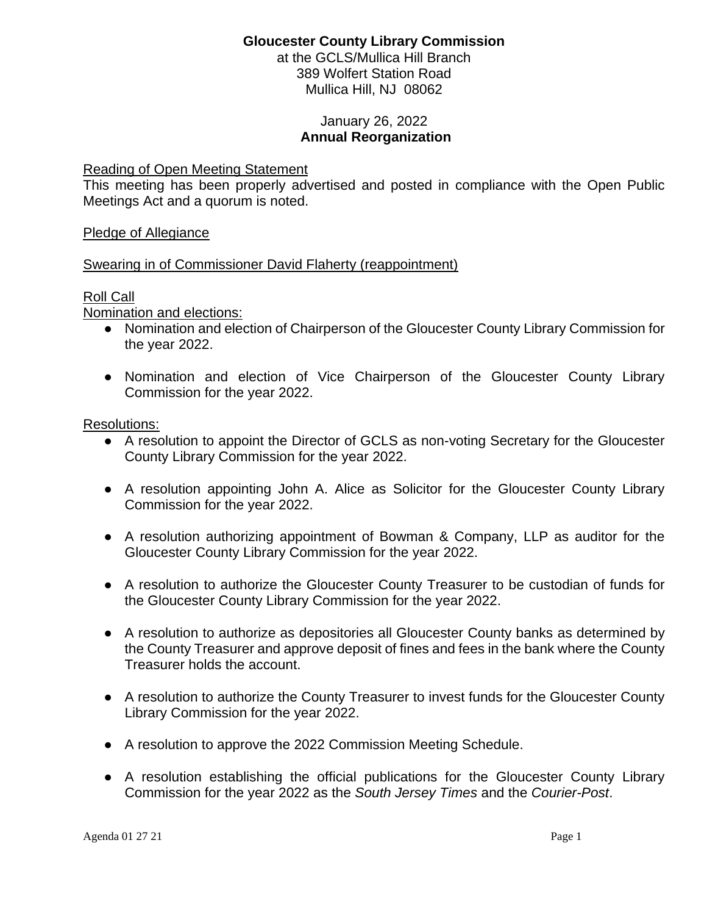**Gloucester County Library Commission**
at the GCLS/Mullica Hill Branch
389 Wolfert Station Road
Mullica Hill, NJ 08062

January 26, 2022
**Annual Reorganization**

Reading of Open Meeting Statement
This meeting has been properly advertised and posted in compliance with the Open Public Meetings Act and a quorum is noted.

Pledge of Allegiance

Swearing in of Commissioner David Flaherty (reappointment)

Roll Call
Nomination and elections:

- Nomination and election of Chairperson of the Gloucester County Library Commission for the year 2022.
- Nomination and election of Vice Chairperson of the Gloucester County Library Commission for the year 2022.

Resolutions:

- A resolution to appoint the Director of GCLS as non-voting Secretary for the Gloucester County Library Commission for the year 2022.
- A resolution appointing John A. Alice as Solicitor for the Gloucester County Library Commission for the year 2022.
- A resolution authorizing appointment of Bowman & Company, LLP as auditor for the Gloucester County Library Commission for the year 2022.
- A resolution to authorize the Gloucester County Treasurer to be custodian of funds for the Gloucester County Library Commission for the year 2022.
- A resolution to authorize as depositories all Gloucester County banks as determined by the County Treasurer and approve deposit of fines and fees in the bank where the County Treasurer holds the account.
- A resolution to authorize the County Treasurer to invest funds for the Gloucester County Library Commission for the year 2022.
- A resolution to approve the 2022 Commission Meeting Schedule.
- A resolution establishing the official publications for the Gloucester County Library Commission for the year 2022 as the *South Jersey Times* and the *Courier-Post*.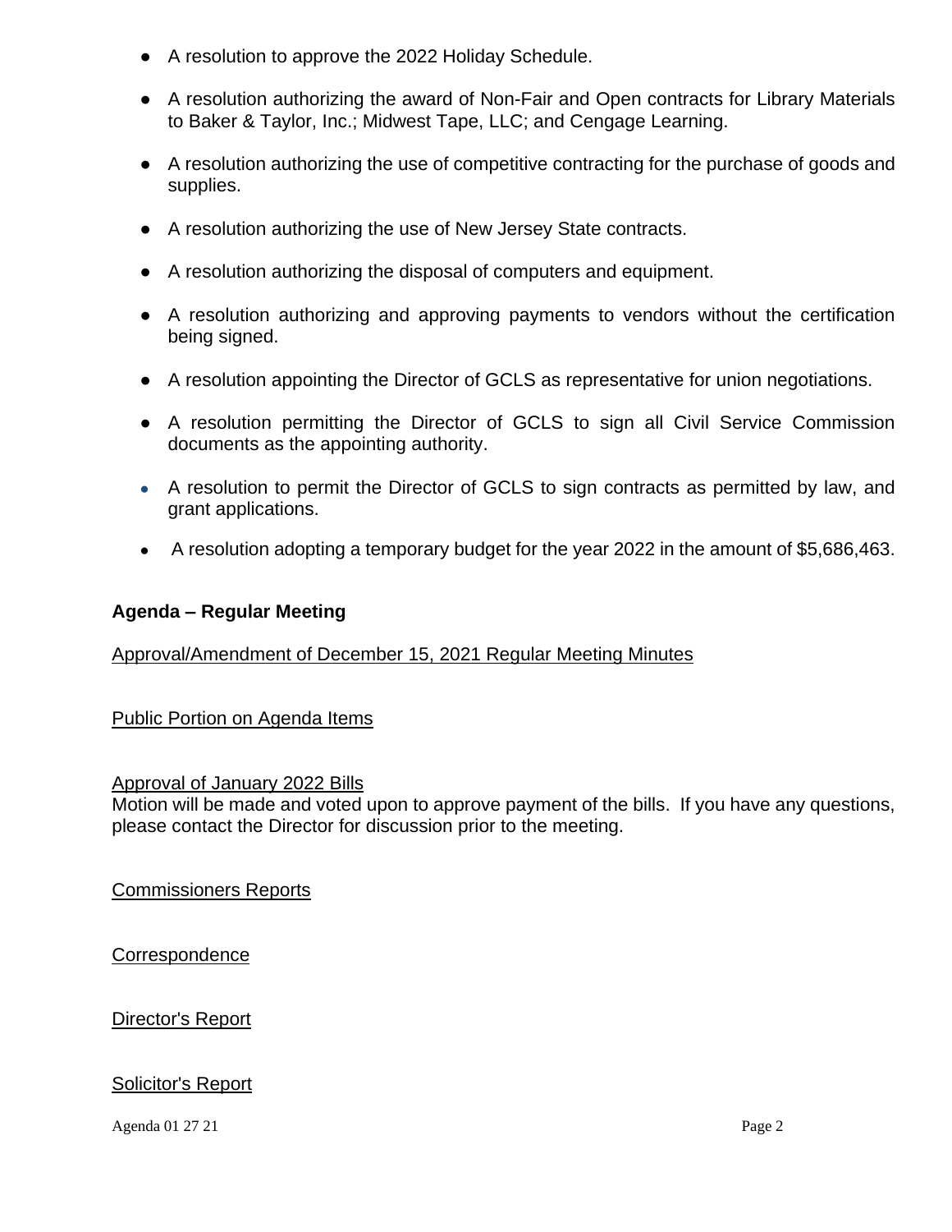- A resolution to approve the 2022 Holiday Schedule.
- A resolution authorizing the award of Non-Fair and Open contracts for Library Materials to Baker & Taylor, Inc.; Midwest Tape, LLC; and Cengage Learning.
- A resolution authorizing the use of competitive contracting for the purchase of goods and supplies.
- A resolution authorizing the use of New Jersey State contracts.
- A resolution authorizing the disposal of computers and equipment.
- A resolution authorizing and approving payments to vendors without the certification being signed.
- A resolution appointing the Director of GCLS as representative for union negotiations.
- A resolution permitting the Director of GCLS to sign all Civil Service Commission documents as the appointing authority.
- A resolution to permit the Director of GCLS to sign contracts as permitted by law, and grant applications.
- A resolution adopting a temporary budget for the year 2022 in the amount of $5,686,463.

**Agenda – Regular Meeting**

Approval/Amendment of December 15, 2021 Regular Meeting Minutes

Public Portion on Agenda Items

Approval of January 2022 Bills

Motion will be made and voted upon to approve payment of the bills. If you have any questions, please contact the Director for discussion prior to the meeting.

Commissioners Reports

Correspondence

Director's Report

Solicitor's Report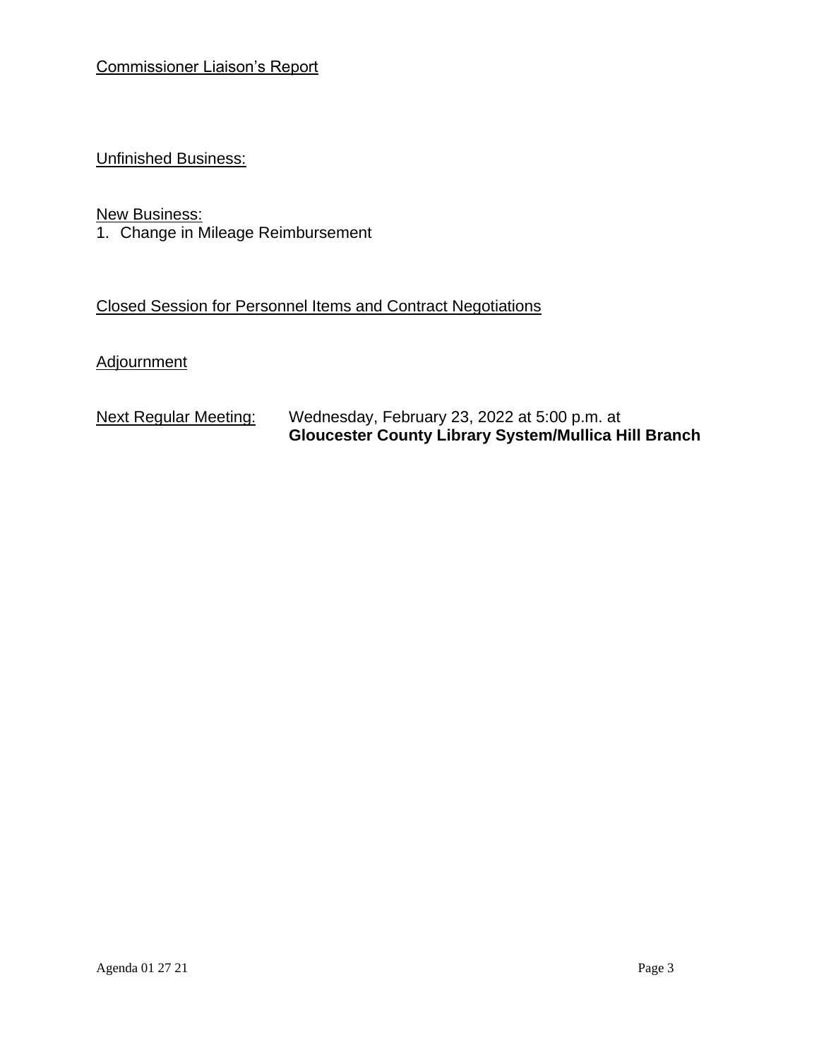Commissioner Liaison's Report

Unfinished Business:

New Business:

1. Change in Mileage Reimbursement

Closed Session for Personnel Items and Contract Negotiations

Adjournment

Next Regular Meeting: Wednesday, February 23, 2022 at 5:00 p.m. at **Gloucester County Library System/Mullica Hill Branch**